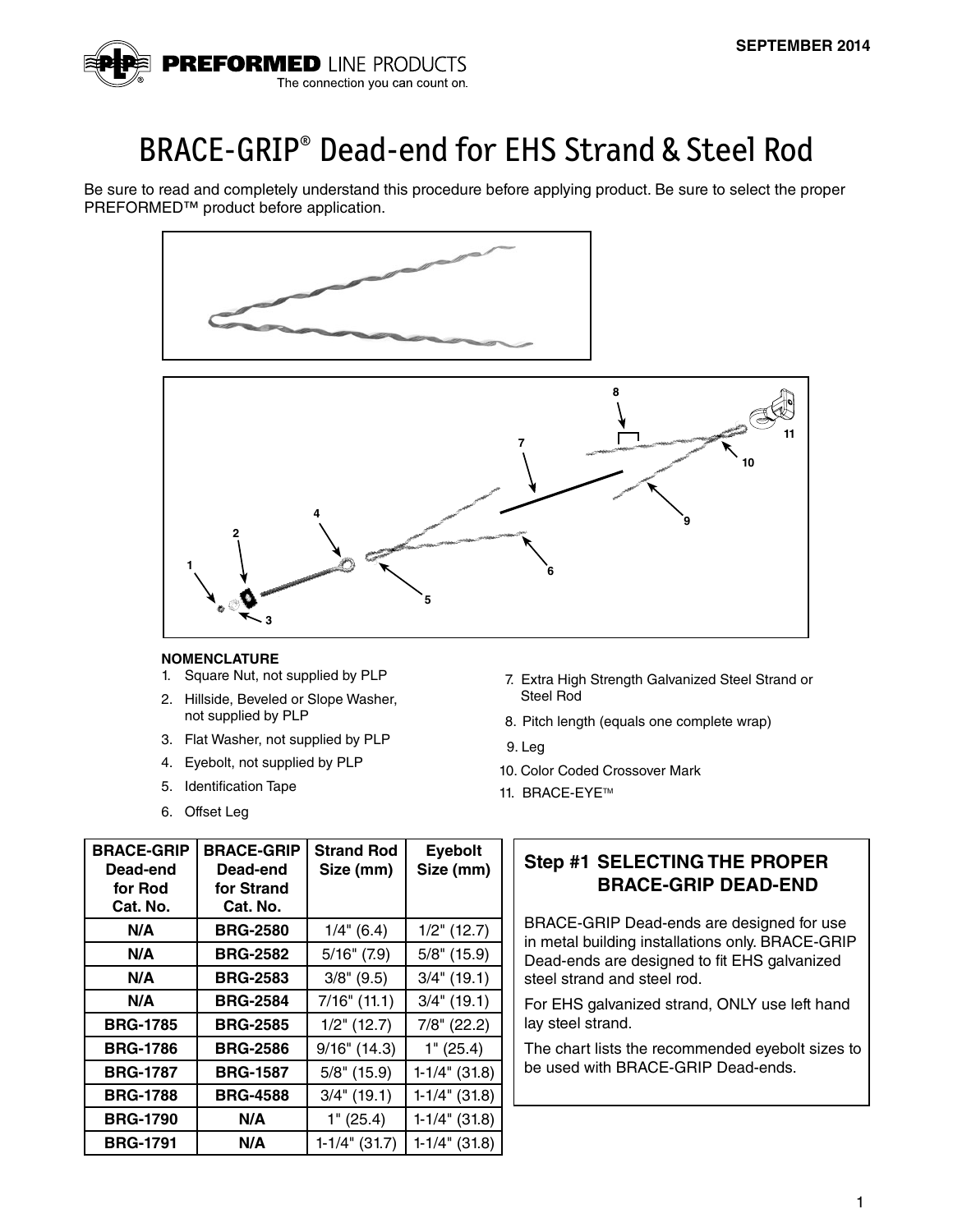SEPTEMBER 2014

PREFORMED LINE PRODUCTS
The connection you can count on.

# BRACE-GRIP® Dead-end for EHS Strand & Steel Rod

Be sure to read and completely understand this procedure before applying product. Be sure to select the proper PREFORMED™ product before application.

**NOMENCLATURE**

1. Square Nut, not supplied by PLP
2. Hillside, Beveled or Slope Washer, not supplied by PLP
3. Flat Washer, not supplied by PLP
4. Eyebolt, not supplied by PLP
5. Identification Tape
6. Offset Leg
7. Extra High Strength Galvanized Steel Strand or Steel Rod
8. Pitch length (equals one complete wrap)
9. Leg
10. Color Coded Crossover Mark
11. BRACE-EYE™

| BRACE-GRIP Dead-end for Rod Cat. No. | BRACE-GRIP Dead-end for Strand Cat. No. | Strand Rod Size (mm) | Eyebolt Size (mm) |
|---|---|---|---|
| N/A | BRG-2580 | 1/4" (6.4) | 1/2" (12.7) |
| N/A | BRG-2582 | 5/16" (7.9) | 5/8" (15.9) |
| N/A | BRG-2583 | 3/8" (9.5) | 3/4" (19.1) |
| N/A | BRG-2584 | 7/16" (11.1) | 3/4" (19.1) |
| BRG-1785 | BRG-2585 | 1/2" (12.7) | 7/8" (22.2) |
| BRG-1786 | BRG-2586 | 9/16" (14.3) | 1" (25.4) |
| BRG-1787 | BRG-1587 | 5/8" (15.9) | 1-1/4" (31.8) |
| BRG-1788 | BRG-4588 | 3/4" (19.1) | 1-1/4" (31.8) |
| BRG-1790 | N/A | 1" (25.4) | 1-1/4" (31.8) |
| BRG-1791 | N/A | 1-1/4" (31.7) | 1-1/4" (31.8) |

### Step #1 SELECTING THE PROPER BRACE-GRIP DEAD-END

BRACE-GRIP Dead-ends are designed for use in metal building installations only. BRACE-GRIP Dead-ends are designed to fit EHS galvanized steel strand and steel rod.

For EHS galvanized strand, ONLY use left hand lay steel strand.

The chart lists the recommended eyebolt sizes to be used with BRACE-GRIP Dead-ends.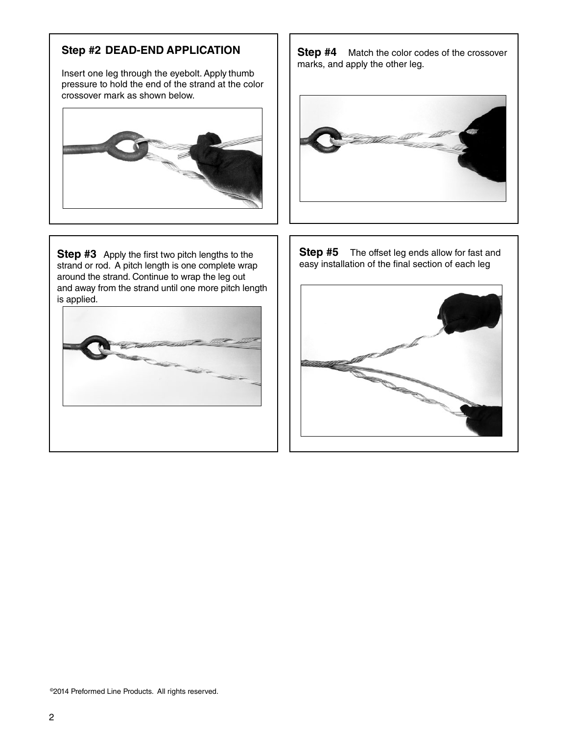## Step #2 DEAD-END APPLICATION

Insert one leg through the eyebolt. Apply thumb pressure to hold the end of the strand at the color crossover mark as shown below.

**Step #3** Apply the first two pitch lengths to the strand or rod. A pitch length is one complete wrap around the strand. Continue to wrap the leg out and away from the strand until one more pitch length is applied.

**Step #4** Match the color codes of the crossover marks, and apply the other leg.

**Step #5** The offset leg ends allow for fast and easy installation of the final section of each leg

©2014 Preformed Line Products. All rights reserved.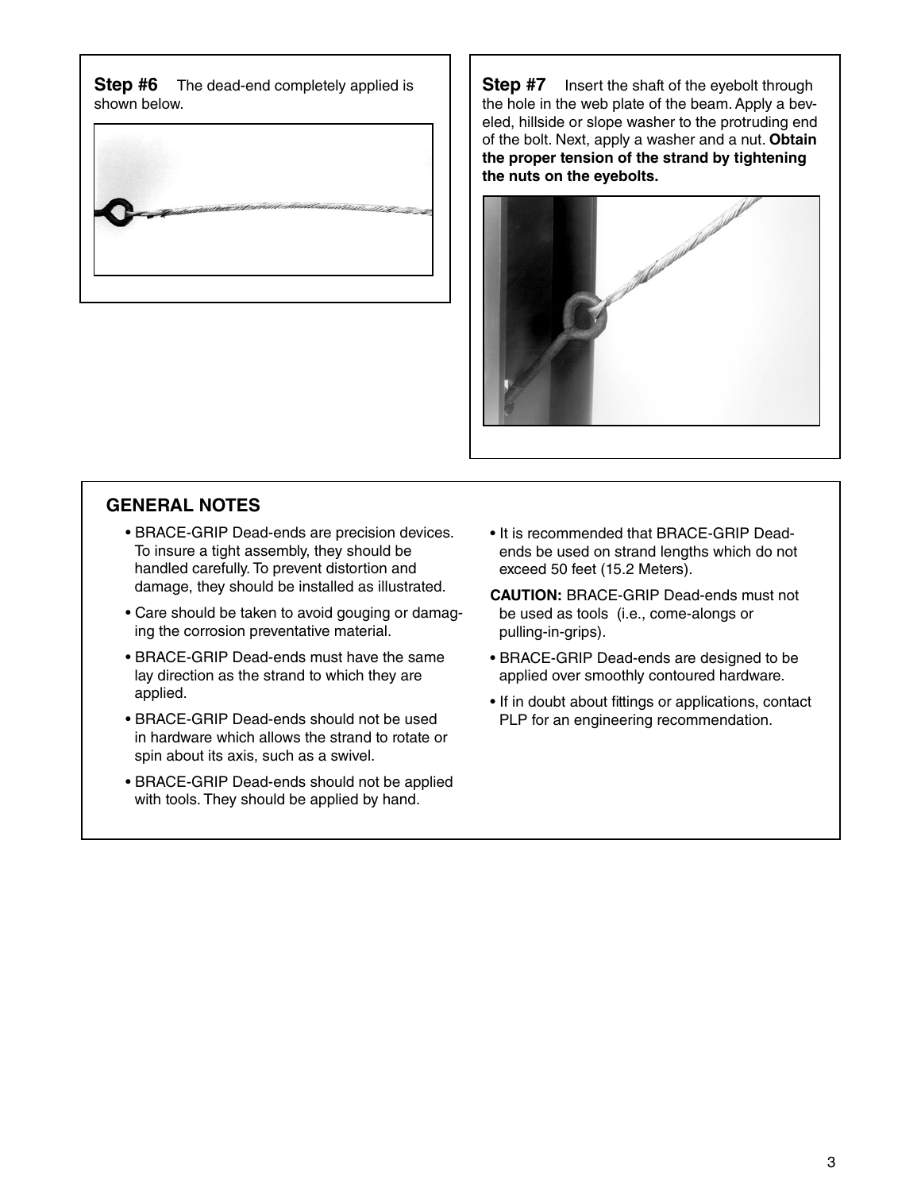**Step #6** The dead-end completely applied is shown below.

**Step #7** Insert the shaft of the eyebolt through the hole in the web plate of the beam. Apply a beveled, hillside or slope washer to the protruding end of the bolt. Next, apply a washer and a nut. **Obtain the proper tension of the strand by tightening the nuts on the eyebolts.**

## GENERAL NOTES

- BRACE-GRIP Dead-ends are precision devices. To insure a tight assembly, they should be handled carefully. To prevent distortion and damage, they should be installed as illustrated.
- Care should be taken to avoid gouging or damaging the corrosion preventative material.
- BRACE-GRIP Dead-ends must have the same lay direction as the strand to which they are applied.
- BRACE-GRIP Dead-ends should not be used in hardware which allows the strand to rotate or spin about its axis, such as a swivel.
- BRACE-GRIP Dead-ends should not be applied with tools. They should be applied by hand.
- It is recommended that BRACE-GRIP Dead-ends be used on strand lengths which do not exceed 50 feet (15.2 Meters).

**CAUTION:** BRACE-GRIP Dead-ends must not be used as tools (i.e., come-alongs or pulling-in-grips).

- BRACE-GRIP Dead-ends are designed to be applied over smoothly contoured hardware.
- If in doubt about fittings or applications, contact PLP for an engineering recommendation.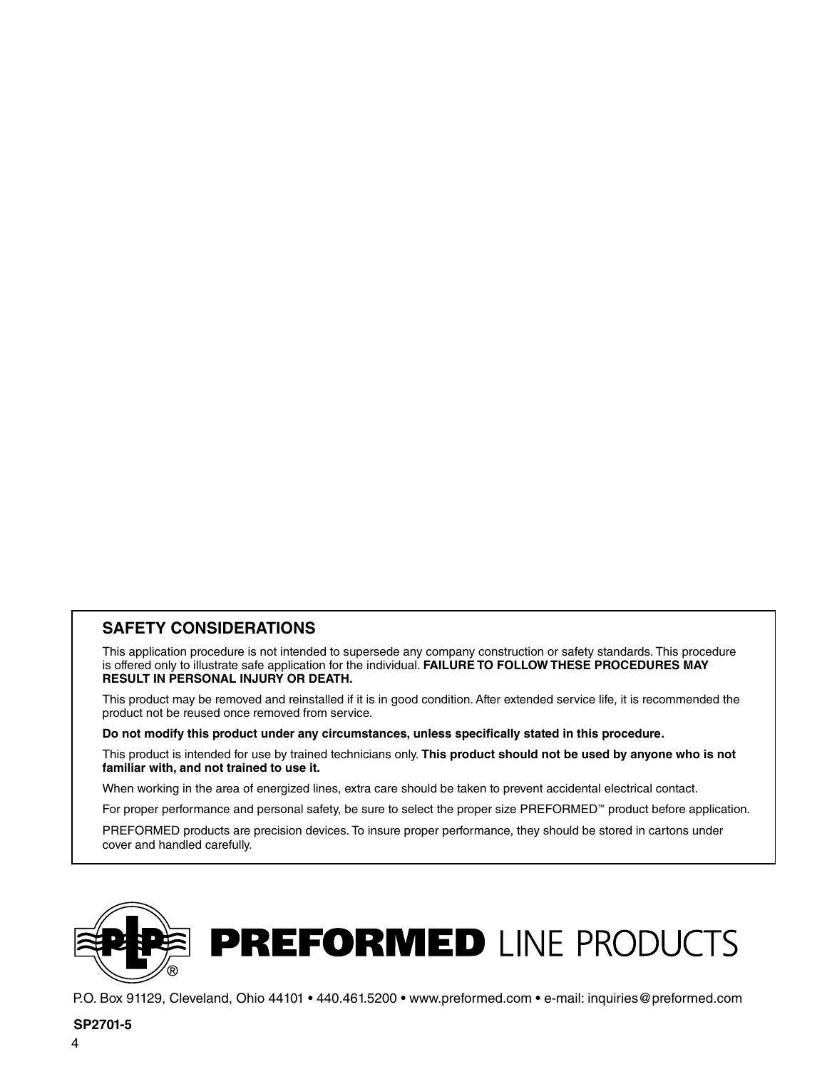## SAFETY CONSIDERATIONS

This application procedure is not intended to supersede any company construction or safety standards. This procedure is offered only to illustrate safe application for the individual. **FAILURE TO FOLLOW THESE PROCEDURES MAY RESULT IN PERSONAL INJURY OR DEATH.**

This product may be removed and reinstalled if it is in good condition. After extended service life, it is recommended the product not be reused once removed from service.

**Do not modify this product under any circumstances, unless specifically stated in this procedure.**

This product is intended for use by trained technicians only. **This product should not be used by anyone who is not familiar with, and not trained to use it.**

When working in the area of energized lines, extra care should be taken to prevent accidental electrical contact.

For proper performance and personal safety, be sure to select the proper size PREFORMED™ product before application.

PREFORMED products are precision devices. To insure proper performance, they should be stored in cartons under cover and handled carefully.

**PREFORMED** LINE PRODUCTS

P.O. Box 91129, Cleveland, Ohio 44101 • 440.461.5200 • www.preformed.com • e-mail: inquiries@preformed.com

**SP2701-5**